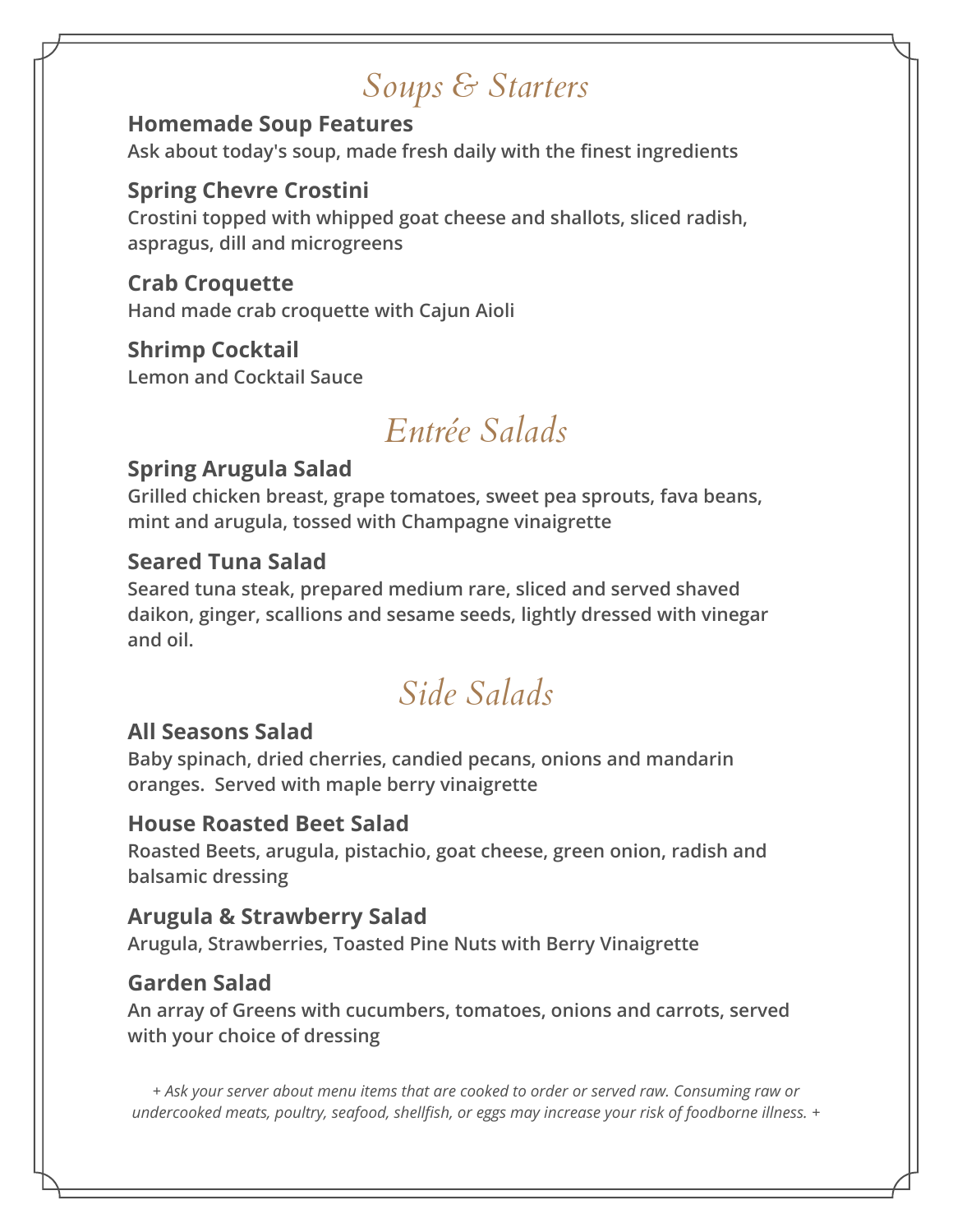# *Soups & Starters*

**Homemade Soup Features**
Ask about today's soup, made fresh daily with the finest ingredients

**Spring Chevre Crostini**
Crostini topped with whipped goat cheese and shallots, sliced radish, aspragus, dill and microgreens

**Crab Croquette**
Hand made crab croquette with Cajun Aioli

**Shrimp Cocktail**
Lemon and Cocktail Sauce

# *Entrée Salads*

**Spring Arugula Salad**
Grilled chicken breast, grape tomatoes, sweet pea sprouts, fava beans, mint and arugula, tossed with Champagne vinaigrette

**Seared Tuna Salad**
Seared tuna steak, prepared medium rare, sliced and served shaved daikon, ginger, scallions and sesame seeds, lightly dressed with vinegar and oil.

# *Side Salads*

**All Seasons Salad**
Baby spinach, dried cherries, candied pecans, onions and mandarin oranges. Served with maple berry vinaigrette

**House Roasted Beet Salad**
Roasted Beets, arugula, pistachio, goat cheese, green onion, radish and balsamic dressing

**Arugula & Strawberry Salad**
Arugula, Strawberries, Toasted Pine Nuts with Berry Vinaigrette

**Garden Salad**
An array of Greens with cucumbers, tomatoes, onions and carrots, served with your choice of dressing

*+ Ask your server about menu items that are cooked to order or served raw. Consuming raw or undercooked meats, poultry, seafood, shellfish, or eggs may increase your risk of foodborne illness. +*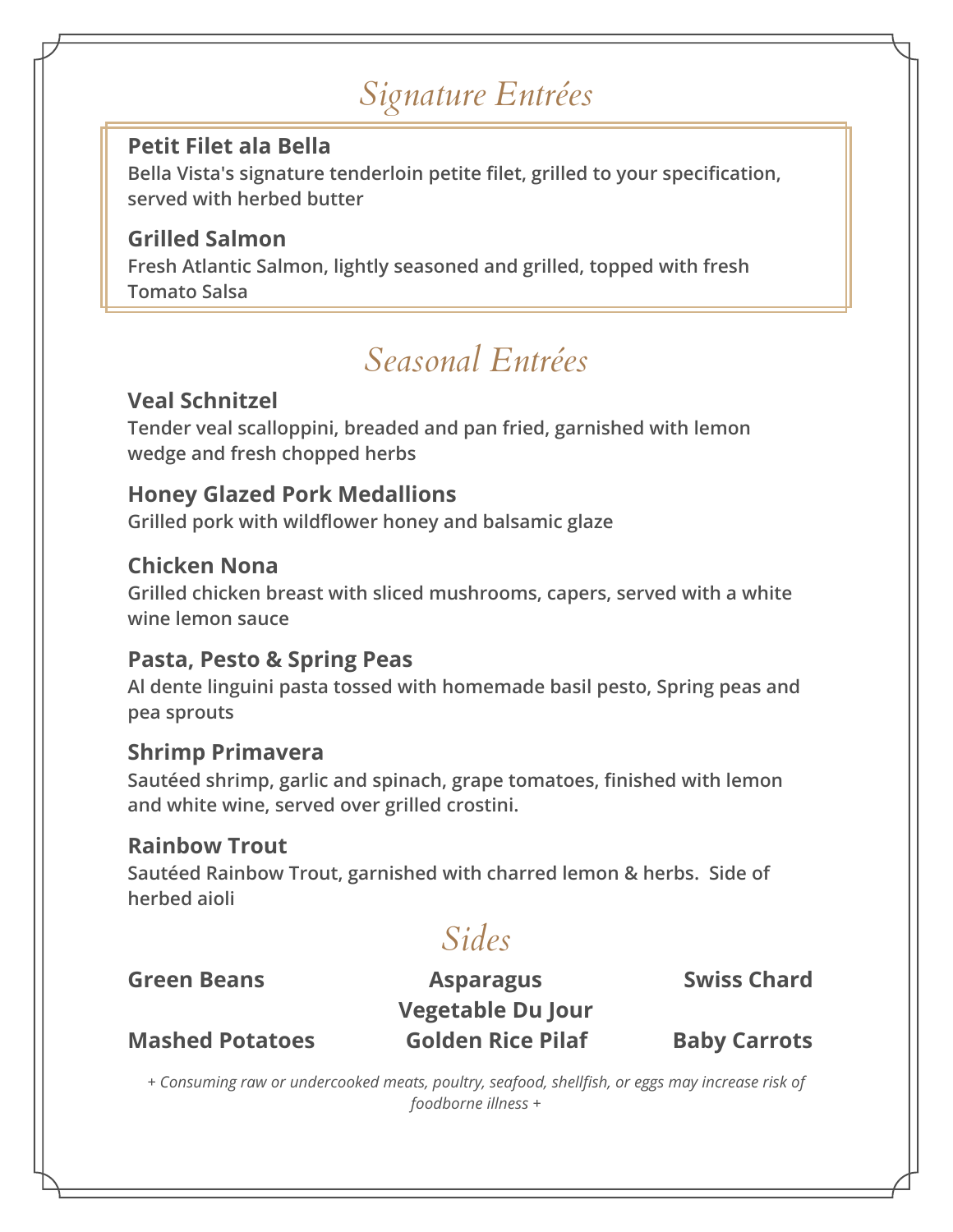# Signature Entrées

**Petit Filet ala Bella**
Bella Vista's signature tenderloin petite filet, grilled to your specification, served with herbed butter

**Grilled Salmon**
Fresh Atlantic Salmon, lightly seasoned and grilled, topped with fresh Tomato Salsa

# Seasonal Entrées

**Veal Schnitzel**
Tender veal scalloppini, breaded and pan fried, garnished with lemon wedge and fresh chopped herbs

**Honey Glazed Pork Medallions**
Grilled pork with wildflower honey and balsamic glaze

**Chicken Nona**
Grilled chicken breast with sliced mushrooms, capers, served with a white wine lemon sauce

**Pasta, Pesto & Spring Peas**
Al dente linguini pasta tossed with homemade basil pesto, Spring peas and pea sprouts

**Shrimp Primavera**
Sautéed shrimp, garlic and spinach, grape tomatoes, finished with lemon and white wine, served over grilled crostini.

**Rainbow Trout**
Sautéed Rainbow Trout, garnished with charred lemon & herbs. Side of herbed aioli

# Sides

**Green Beans**
**Asparagus**
**Swiss Chard**
**Vegetable Du Jour**
**Mashed Potatoes**
**Golden Rice Pilaf**
**Baby Carrots**

*+ Consuming raw or undercooked meats, poultry, seafood, shellfish, or eggs may increase risk of foodborne illness +*